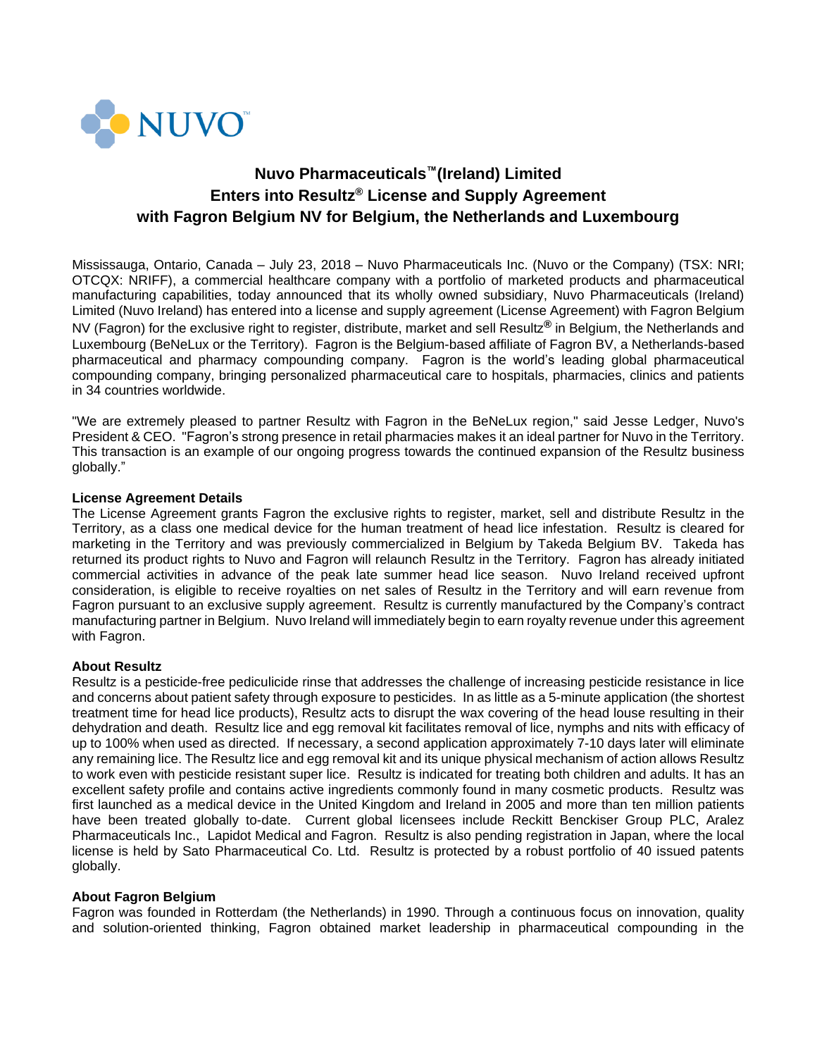NUVO™

# Nuvo Pharmaceuticals™ (Ireland) Limited Enters into Resultz® License and Supply Agreement with Fagron Belgium NV for Belgium, the Netherlands and Luxembourg

Mississauga, Ontario, Canada – July 23, 2018 – Nuvo Pharmaceuticals Inc. (Nuvo or the Company) (TSX: NRI; OTCQX: NRIFF), a commercial healthcare company with a portfolio of marketed products and pharmaceutical manufacturing capabilities, today announced that its wholly owned subsidiary, Nuvo Pharmaceuticals (Ireland) Limited (Nuvo Ireland) has entered into a license and supply agreement (License Agreement) with Fagron Belgium NV (Fagron) for the exclusive right to register, distribute, market and sell Resultz® in Belgium, the Netherlands and Luxembourg (BeNeLux or the Territory). Fagron is the Belgium-based affiliate of Fagron BV, a Netherlands-based pharmaceutical and pharmacy compounding company. Fagron is the world's leading global pharmaceutical compounding company, bringing personalized pharmaceutical care to hospitals, pharmacies, clinics and patients in 34 countries worldwide.

"We are extremely pleased to partner Resultz with Fagron in the BeNeLux region," said Jesse Ledger, Nuvo's President & CEO. "Fagron's strong presence in retail pharmacies makes it an ideal partner for Nuvo in the Territory. This transaction is an example of our ongoing progress towards the continued expansion of the Resultz business globally."

**License Agreement Details**

The License Agreement grants Fagron the exclusive rights to register, market, sell and distribute Resultz in the Territory, as a class one medical device for the human treatment of head lice infestation. Resultz is cleared for marketing in the Territory and was previously commercialized in Belgium by Takeda Belgium BV. Takeda has returned its product rights to Nuvo and Fagron will relaunch Resultz in the Territory. Fagron has already initiated commercial activities in advance of the peak late summer head lice season. Nuvo Ireland received upfront consideration, is eligible to receive royalties on net sales of Resultz in the Territory and will earn revenue from Fagron pursuant to an exclusive supply agreement. Resultz is currently manufactured by the Company's contract manufacturing partner in Belgium. Nuvo Ireland will immediately begin to earn royalty revenue under this agreement with Fagron.

**About Resultz**

Resultz is a pesticide-free pediculicide rinse that addresses the challenge of increasing pesticide resistance in lice and concerns about patient safety through exposure to pesticides. In as little as a 5-minute application (the shortest treatment time for head lice products), Resultz acts to disrupt the wax covering of the head louse resulting in their dehydration and death. Resultz lice and egg removal kit facilitates removal of lice, nymphs and nits with efficacy of up to 100% when used as directed. If necessary, a second application approximately 7-10 days later will eliminate any remaining lice. The Resultz lice and egg removal kit and its unique physical mechanism of action allows Resultz to work even with pesticide resistant super lice. Resultz is indicated for treating both children and adults. It has an excellent safety profile and contains active ingredients commonly found in many cosmetic products. Resultz was first launched as a medical device in the United Kingdom and Ireland in 2005 and more than ten million patients have been treated globally to-date. Current global licensees include Reckitt Benckiser Group PLC, Aralez Pharmaceuticals Inc., Lapidot Medical and Fagron. Resultz is also pending registration in Japan, where the local license is held by Sato Pharmaceutical Co. Ltd. Resultz is protected by a robust portfolio of 40 issued patents globally.

**About Fagron Belgium**

Fagron was founded in Rotterdam (the Netherlands) in 1990. Through a continuous focus on innovation, quality and solution-oriented thinking, Fagron obtained market leadership in pharmaceutical compounding in the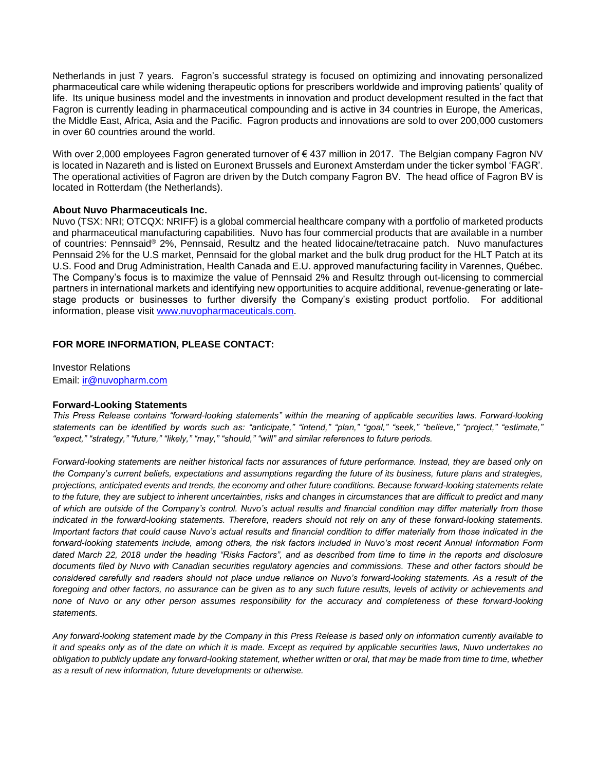Netherlands in just 7 years. Fagron's successful strategy is focused on optimizing and innovating personalized pharmaceutical care while widening therapeutic options for prescribers worldwide and improving patients' quality of life. Its unique business model and the investments in innovation and product development resulted in the fact that Fagron is currently leading in pharmaceutical compounding and is active in 34 countries in Europe, the Americas, the Middle East, Africa, Asia and the Pacific. Fagron products and innovations are sold to over 200,000 customers in over 60 countries around the world.

With over 2,000 employees Fagron generated turnover of € 437 million in 2017. The Belgian company Fagron NV is located in Nazareth and is listed on Euronext Brussels and Euronext Amsterdam under the ticker symbol 'FAGR'. The operational activities of Fagron are driven by the Dutch company Fagron BV. The head office of Fagron BV is located in Rotterdam (the Netherlands).

**About Nuvo Pharmaceuticals Inc.**

Nuvo (TSX: NRI; OTCQX: NRIFF) is a global commercial healthcare company with a portfolio of marketed products and pharmaceutical manufacturing capabilities. Nuvo has four commercial products that are available in a number of countries: Pennsaid® 2%, Pennsaid, Resultz and the heated lidocaine/tetracaine patch. Nuvo manufactures Pennsaid 2% for the U.S market, Pennsaid for the global market and the bulk drug product for the HLT Patch at its U.S. Food and Drug Administration, Health Canada and E.U. approved manufacturing facility in Varennes, Québec. The Company's focus is to maximize the value of Pennsaid 2% and Resultz through out-licensing to commercial partners in international markets and identifying new opportunities to acquire additional, revenue-generating or late-stage products or businesses to further diversify the Company's existing product portfolio. For additional information, please visit www.nuvopharmaceuticals.com.

**FOR MORE INFORMATION, PLEASE CONTACT:**

Investor Relations
Email: ir@nuvopharm.com

**Forward-Looking Statements**

*This Press Release contains "forward-looking statements" within the meaning of applicable securities laws. Forward-looking statements can be identified by words such as: "anticipate," "intend," "plan," "goal," "seek," "believe," "project," "estimate," "expect," "strategy," "future," "likely," "may," "should," "will" and similar references to future periods.*

*Forward-looking statements are neither historical facts nor assurances of future performance. Instead, they are based only on the Company's current beliefs, expectations and assumptions regarding the future of its business, future plans and strategies, projections, anticipated events and trends, the economy and other future conditions. Because forward-looking statements relate to the future, they are subject to inherent uncertainties, risks and changes in circumstances that are difficult to predict and many of which are outside of the Company's control. Nuvo's actual results and financial condition may differ materially from those indicated in the forward-looking statements. Therefore, readers should not rely on any of these forward-looking statements. Important factors that could cause Nuvo's actual results and financial condition to differ materially from those indicated in the forward-looking statements include, among others, the risk factors included in Nuvo's most recent Annual Information Form dated March 22, 2018 under the heading "Risks Factors", and as described from time to time in the reports and disclosure documents filed by Nuvo with Canadian securities regulatory agencies and commissions. These and other factors should be considered carefully and readers should not place undue reliance on Nuvo's forward-looking statements. As a result of the foregoing and other factors, no assurance can be given as to any such future results, levels of activity or achievements and none of Nuvo or any other person assumes responsibility for the accuracy and completeness of these forward-looking statements.*

*Any forward-looking statement made by the Company in this Press Release is based only on information currently available to it and speaks only as of the date on which it is made. Except as required by applicable securities laws, Nuvo undertakes no obligation to publicly update any forward-looking statement, whether written or oral, that may be made from time to time, whether as a result of new information, future developments or otherwise.*